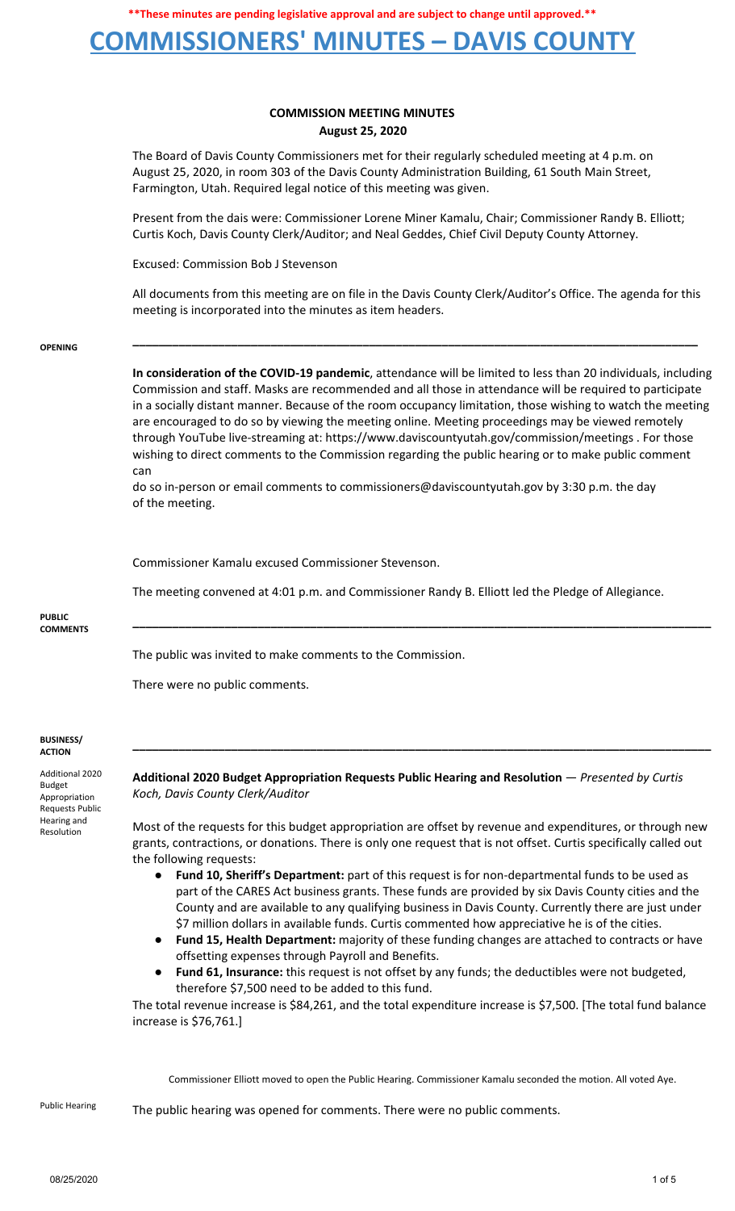**These minutes are pending legislative approval and are subject to change until approved.**

# COMMISSIONERS' MINUTES – DAVIS COUNTY

## COMMISSION MEETING MINUTES
### August 25, 2020

The Board of Davis County Commissioners met for their regularly scheduled meeting at 4 p.m. on August 25, 2020, in room 303 of the Davis County Administration Building, 61 South Main Street, Farmington, Utah. Required legal notice of this meeting was given.

Present from the dais were: Commissioner Lorene Miner Kamalu, Chair; Commissioner Randy B. Elliott; Curtis Koch, Davis County Clerk/Auditor; and Neal Geddes, Chief Civil Deputy County Attorney.

Excused: Commission Bob J Stevenson

All documents from this meeting are on file in the Davis County Clerk/Auditor's Office. The agenda for this meeting is incorporated into the minutes as item headers.

**OPENING**

---

**In consideration of the COVID-19 pandemic**, attendance will be limited to less than 20 individuals, including Commission and staff. Masks are recommended and all those in attendance will be required to participate in a socially distant manner. Because of the room occupancy limitation, those wishing to watch the meeting are encouraged to do so by viewing the meeting online. Meeting proceedings may be viewed remotely through YouTube live-streaming at: https://www.daviscountyutah.gov/commission/meetings . For those wishing to direct comments to the Commission regarding the public hearing or to make public comment can

do so in-person or email comments to commissioners@daviscountyutah.gov by 3:30 p.m. the day of the meeting.

Commissioner Kamalu excused Commissioner Stevenson.

The meeting convened at 4:01 p.m. and Commissioner Randy B. Elliott led the Pledge of Allegiance.

**PUBLIC COMMENTS**

---

The public was invited to make comments to the Commission.

There were no public comments.

**BUSINESS/ ACTION**

---

Additional 2020 Budget Appropriation Requests Public Hearing and Resolution

**Additional 2020 Budget Appropriation Requests Public Hearing and Resolution** — *Presented by Curtis Koch, Davis County Clerk/Auditor*

Most of the requests for this budget appropriation are offset by revenue and expenditures, or through new grants, contractions, or donations. There is only one request that is not offset. Curtis specifically called out the following requests:

- **Fund 10, Sheriff's Department:** part of this request is for non-departmental funds to be used as part of the CARES Act business grants. These funds are provided by six Davis County cities and the County and are available to any qualifying business in Davis County. Currently there are just under $7 million dollars in available funds. Curtis commented how appreciative he is of the cities.
- **Fund 15, Health Department:** majority of these funding changes are attached to contracts or have offsetting expenses through Payroll and Benefits.
- **Fund 61, Insurance:** this request is not offset by any funds; the deductibles were not budgeted, therefore $7,500 need to be added to this fund.

The total revenue increase is $84,261, and the total expenditure increase is $7,500. [The total fund balance increase is $76,761.]

Commissioner Elliott moved to open the Public Hearing. Commissioner Kamalu seconded the motion. All voted Aye.

Public Hearing

The public hearing was opened for comments. There were no public comments.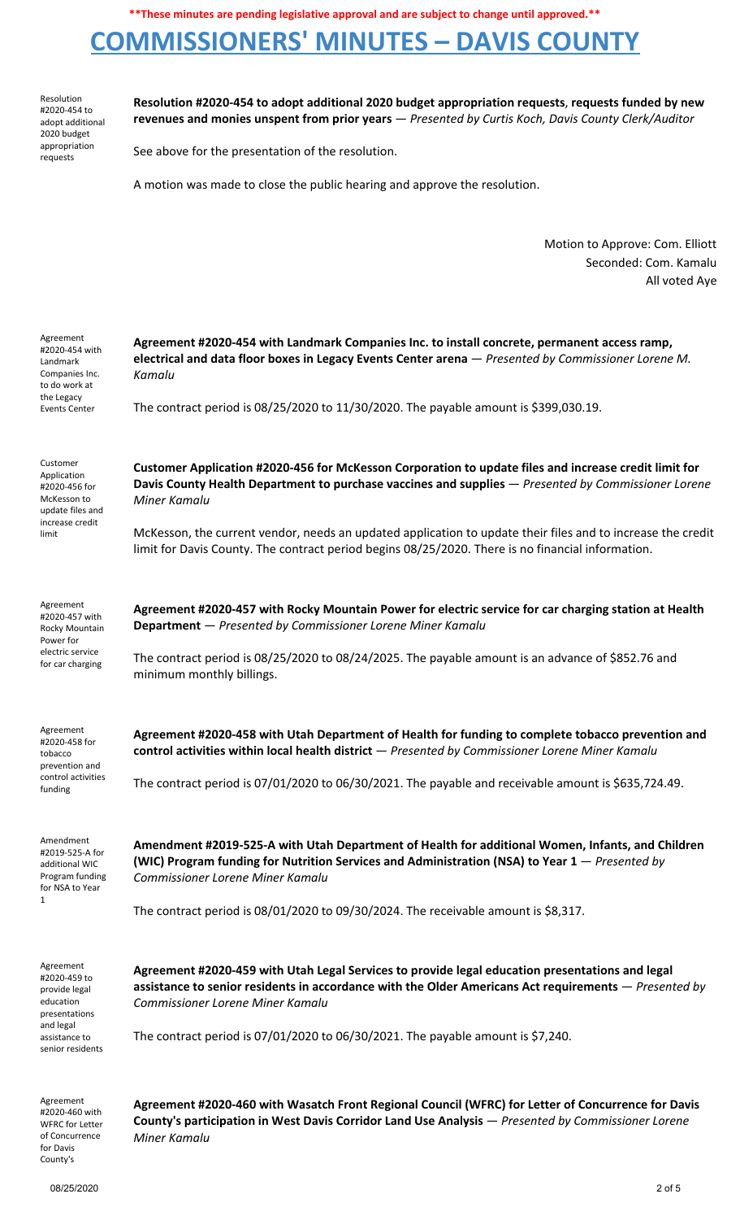**These minutes are pending legislative approval and are subject to change until approved.**

# COMMISSIONERS' MINUTES – DAVIS COUNTY

Resolution #2020-454 to adopt additional 2020 budget appropriation requests

**Resolution #2020-454 to adopt additional 2020 budget appropriation requests, requests funded by new revenues and monies unspent from prior years** — *Presented by Curtis Koch, Davis County Clerk/Auditor*

See above for the presentation of the resolution.

A motion was made to close the public hearing and approve the resolution.

Motion to Approve: Com. Elliott
Seconded: Com. Kamalu
All voted Aye

Agreement #2020-454 with Landmark Companies Inc. to do work at the Legacy Events Center

**Agreement #2020-454 with Landmark Companies Inc. to install concrete, permanent access ramp, electrical and data floor boxes in Legacy Events Center arena** — *Presented by Commissioner Lorene M. Kamalu*

The contract period is 08/25/2020 to 11/30/2020. The payable amount is $399,030.19.

Customer Application #2020-456 for McKesson to update files and increase credit limit

**Customer Application #2020-456 for McKesson Corporation to update files and increase credit limit for Davis County Health Department to purchase vaccines and supplies** — *Presented by Commissioner Lorene Miner Kamalu*

McKesson, the current vendor, needs an updated application to update their files and to increase the credit limit for Davis County. The contract period begins 08/25/2020. There is no financial information.

Agreement #2020-457 with Rocky Mountain Power for electric service for car charging

**Agreement #2020-457 with Rocky Mountain Power for electric service for car charging station at Health Department** — *Presented by Commissioner Lorene Miner Kamalu*

The contract period is 08/25/2020 to 08/24/2025. The payable amount is an advance of $852.76 and minimum monthly billings.

Agreement #2020-458 for tobacco prevention and control activities funding

**Agreement #2020-458 with Utah Department of Health for funding to complete tobacco prevention and control activities within local health district** — *Presented by Commissioner Lorene Miner Kamalu*

The contract period is 07/01/2020 to 06/30/2021. The payable and receivable amount is $635,724.49.

Amendment #2019-525-A for additional WIC Program funding for NSA to Year 1

**Amendment #2019-525-A with Utah Department of Health for additional Women, Infants, and Children (WIC) Program funding for Nutrition Services and Administration (NSA) to Year 1** — *Presented by Commissioner Lorene Miner Kamalu*

The contract period is 08/01/2020 to 09/30/2024. The receivable amount is $8,317.

Agreement #2020-459 to provide legal education presentations and legal assistance to senior residents

**Agreement #2020-459 with Utah Legal Services to provide legal education presentations and legal assistance to senior residents in accordance with the Older Americans Act requirements** — *Presented by Commissioner Lorene Miner Kamalu*

The contract period is 07/01/2020 to 06/30/2021. The payable amount is $7,240.

Agreement #2020-460 with WFRC for Letter of Concurrence for Davis County's

**Agreement #2020-460 with Wasatch Front Regional Council (WFRC) for Letter of Concurrence for Davis County's participation in West Davis Corridor Land Use Analysis** — *Presented by Commissioner Lorene Miner Kamalu*

08/25/2020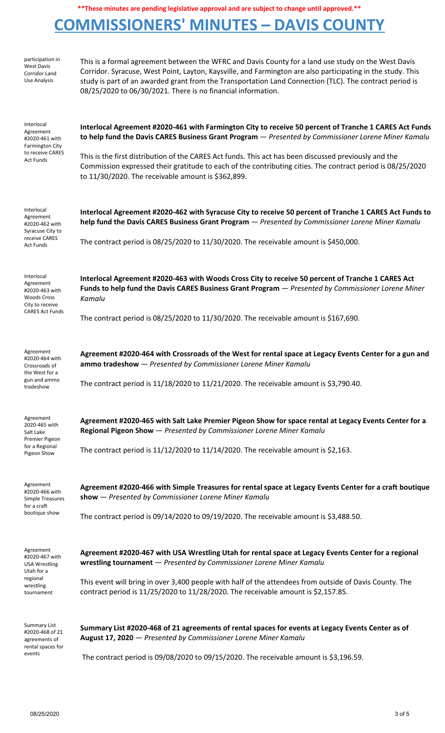**These minutes are pending legislative approval and are subject to change until approved.**

# COMMISSIONERS' MINUTES – DAVIS COUNTY

participation in West Davis Corridor Land Use Analysis

This is a formal agreement between the WFRC and Davis County for a land use study on the West Davis Corridor. Syracuse, West Point, Layton, Kaysville, and Farmington are also participating in the study. This study is part of an awarded grant from the Transportation Land Connection (TLC). The contract period is 08/25/2020 to 06/30/2021. There is no financial information.

Interlocal Agreement #2020-461 with Farmington City to receive CARES Act Funds

**Interlocal Agreement #2020-461 with Farmington City to receive 50 percent of Tranche 1 CARES Act Funds to help fund the Davis CARES Business Grant Program** — *Presented by Commissioner Lorene Miner Kamalu*

This is the first distribution of the CARES Act funds. This act has been discussed previously and the Commission expressed their gratitude to each of the contributing cities. The contract period is 08/25/2020 to 11/30/2020. The receivable amount is $362,899.

Interlocal Agreement #2020-462 with Syracuse City to receive CARES Act Funds

**Interlocal Agreement #2020-462 with Syracuse City to receive 50 percent of Tranche 1 CARES Act Funds to help fund the Davis CARES Business Grant Program** — *Presented by Commissioner Lorene Miner Kamalu*

The contract period is 08/25/2020 to 11/30/2020. The receivable amount is $450,000.

Interlocal Agreement #2020-463 with Woods Cross City to receive CARES Act Funds

**Interlocal Agreement #2020-463 with Woods Cross City to receive 50 percent of Tranche 1 CARES Act Funds to help fund the Davis CARES Business Grant Program** — *Presented by Commissioner Lorene Miner Kamalu*

The contract period is 08/25/2020 to 11/30/2020. The receivable amount is $167,690.

Agreement #2020-464 with Crossroads of the West for a gun and ammo tradeshow

**Agreement #2020-464 with Crossroads of the West for rental space at Legacy Events Center for a gun and ammo tradeshow** — *Presented by Commissioner Lorene Miner Kamalu*

The contract period is 11/18/2020 to 11/21/2020. The receivable amount is $3,790.40.

Agreement 2020-465 with Salt Lake Premier Pigeon for a Regional Pigeon Show

**Agreement #2020-465 with Salt Lake Premier Pigeon Show for space rental at Legacy Events Center for a Regional Pigeon Show** — *Presented by Commissioner Lorene Miner Kamalu*

The contract period is 11/12/2020 to 11/14/2020. The receivable amount is $2,163.

Agreement #2020-466 with Simple Treasures for a craft boutique show

**Agreement #2020-466 with Simple Treasures for rental space at Legacy Events Center for a craft boutique show** — *Presented by Commissioner Lorene Miner Kamalu*

The contract period is 09/14/2020 to 09/19/2020. The receivable amount is $3,488.50.

Agreement #2020-467 with USA Wrestling Utah for a regional wrestling tournament

**Agreement #2020-467 with USA Wrestling Utah for rental space at Legacy Events Center for a regional wrestling tournament** — *Presented by Commissioner Lorene Miner Kamalu*

This event will bring in over 3,400 people with half of the attendees from outside of Davis County. The contract period is 11/25/2020 to 11/28/2020. The receivable amount is $2,157.85.

Summary List #2020-468 of 21 agreements of rental spaces for events

**Summary List #2020-468 of 21 agreements of rental spaces for events at Legacy Events Center as of August 17, 2020** — *Presented by Commissioner Lorene Miner Kamalu*

The contract period is 09/08/2020 to 09/15/2020. The receivable amount is $3,196.59.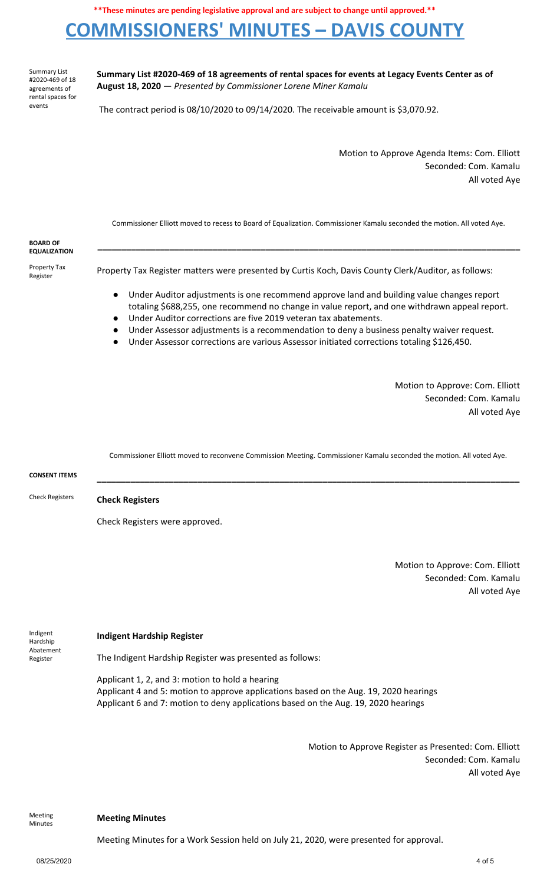**These minutes are pending legislative approval and are subject to change until approved.**

# COMMISSIONERS' MINUTES – DAVIS COUNTY

Summary List #2020-469 of 18 agreements of rental spaces for events

**Summary List #2020-469 of 18 agreements of rental spaces for events at Legacy Events Center as of August 18, 2020** — *Presented by Commissioner Lorene Miner Kamalu*

The contract period is 08/10/2020 to 09/14/2020. The receivable amount is $3,070.92.

Motion to Approve Agenda Items: Com. Elliott
Seconded: Com. Kamalu
All voted Aye

Commissioner Elliott moved to recess to Board of Equalization. Commissioner Kamalu seconded the motion. All voted Aye.

**BOARD OF EQUALIZATION**

---

Property Tax Register

Property Tax Register matters were presented by Curtis Koch, Davis County Clerk/Auditor, as follows:

- Under Auditor adjustments is one recommend approve land and building value changes report totaling $688,255, one recommend no change in value report, and one withdrawn appeal report.
- Under Auditor corrections are five 2019 veteran tax abatements.
- Under Assessor adjustments is a recommendation to deny a business penalty waiver request.
- Under Assessor corrections are various Assessor initiated corrections totaling $126,450.

Motion to Approve: Com. Elliott
Seconded: Com. Kamalu
All voted Aye

Commissioner Elliott moved to reconvene Commission Meeting. Commissioner Kamalu seconded the motion. All voted Aye.

**CONSENT ITEMS**

---

Check Registers

**Check Registers**

Check Registers were approved.

Motion to Approve: Com. Elliott
Seconded: Com. Kamalu
All voted Aye

Indigent Hardship Abatement Register

**Indigent Hardship Register**

The Indigent Hardship Register was presented as follows:

Applicant 1, 2, and 3: motion to hold a hearing
Applicant 4 and 5: motion to approve applications based on the Aug. 19, 2020 hearings
Applicant 6 and 7: motion to deny applications based on the Aug. 19, 2020 hearings

Motion to Approve Register as Presented: Com. Elliott
Seconded: Com. Kamalu
All voted Aye

Meeting Minutes

**Meeting Minutes**

Meeting Minutes for a Work Session held on July 21, 2020, were presented for approval.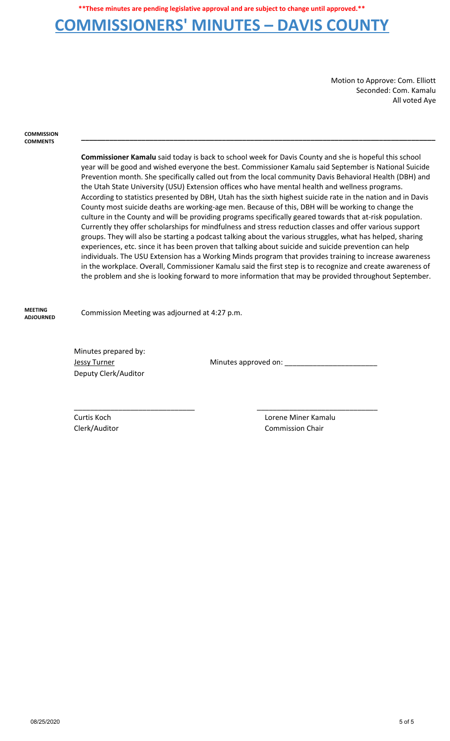**\*\*These minutes are pending legislative approval and are subject to change until approved.\*\***

# COMMISSIONERS' MINUTES – DAVIS COUNTY

Motion to Approve: Com. Elliott
Seconded: Com. Kamalu
All voted Aye

**COMMISSION COMMENTS**

**Commissioner Kamalu** said today is back to school week for Davis County and she is hopeful this school year will be good and wished everyone the best. Commissioner Kamalu said September is National Suicide Prevention month. She specifically called out from the local community Davis Behavioral Health (DBH) and the Utah State University (USU) Extension offices who have mental health and wellness programs. According to statistics presented by DBH, Utah has the sixth highest suicide rate in the nation and in Davis County most suicide deaths are working-age men. Because of this, DBH will be working to change the culture in the County and will be providing programs specifically geared towards that at-risk population. Currently they offer scholarships for mindfulness and stress reduction classes and offer various support groups. They will also be starting a podcast talking about the various struggles, what has helped, sharing experiences, etc. since it has been proven that talking about suicide and suicide prevention can help individuals. The USU Extension has a Working Minds program that provides training to increase awareness in the workplace. Overall, Commissioner Kamalu said the first step is to recognize and create awareness of the problem and she is looking forward to more information that may be provided throughout September.

**MEETING ADJOURNED**

Commission Meeting was adjourned at 4:27 p.m.

Minutes prepared by:
Jessy Turner
Deputy Clerk/Auditor

Minutes approved on: _______________________

_____________________________
Curtis Koch
Clerk/Auditor

_____________________________
Lorene Miner Kamalu
Commission Chair

08/25/2020